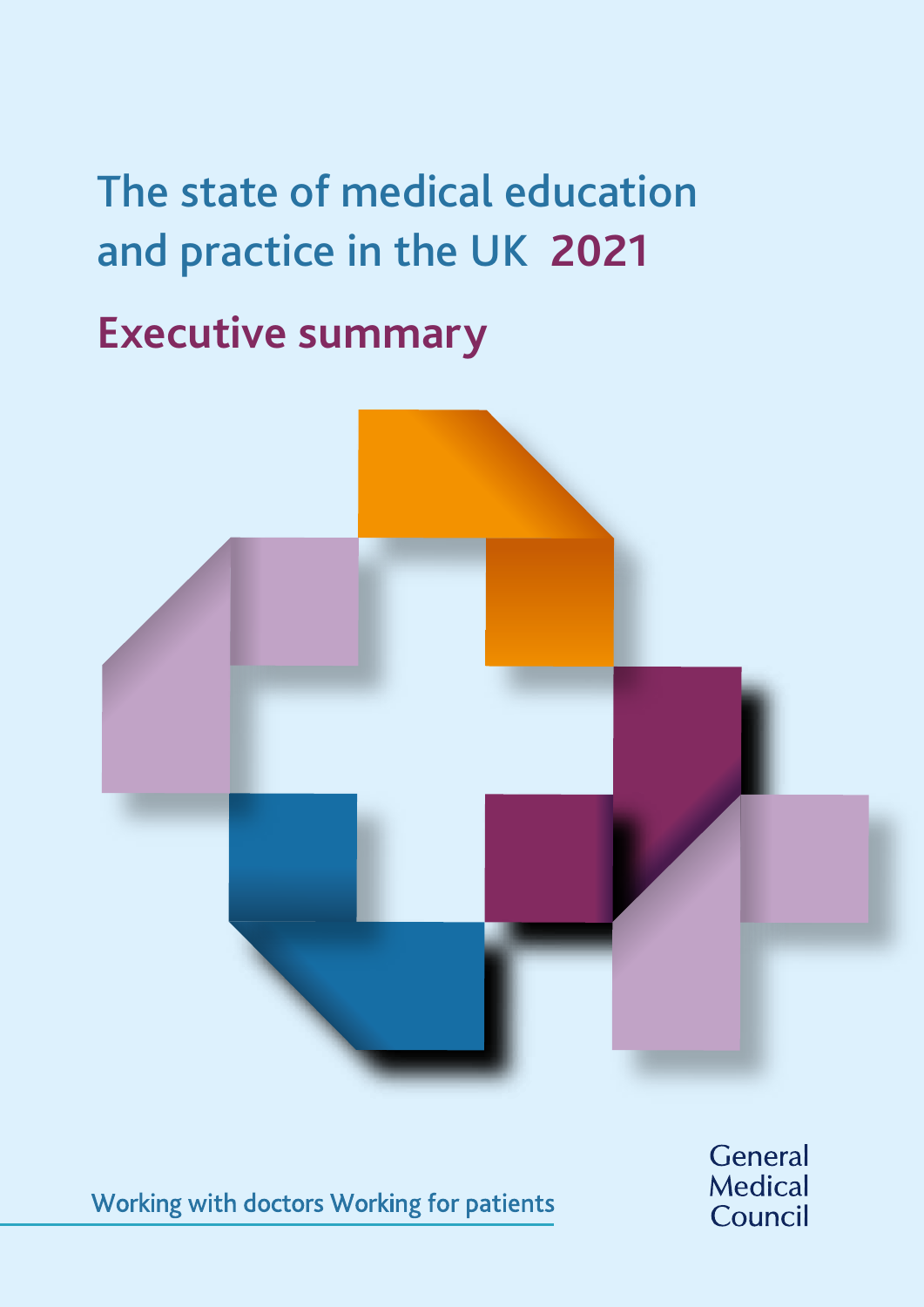# The state of medical education and practice in the UK 2021

## Executive summary

Working with doctors Working for patients

General Medical Council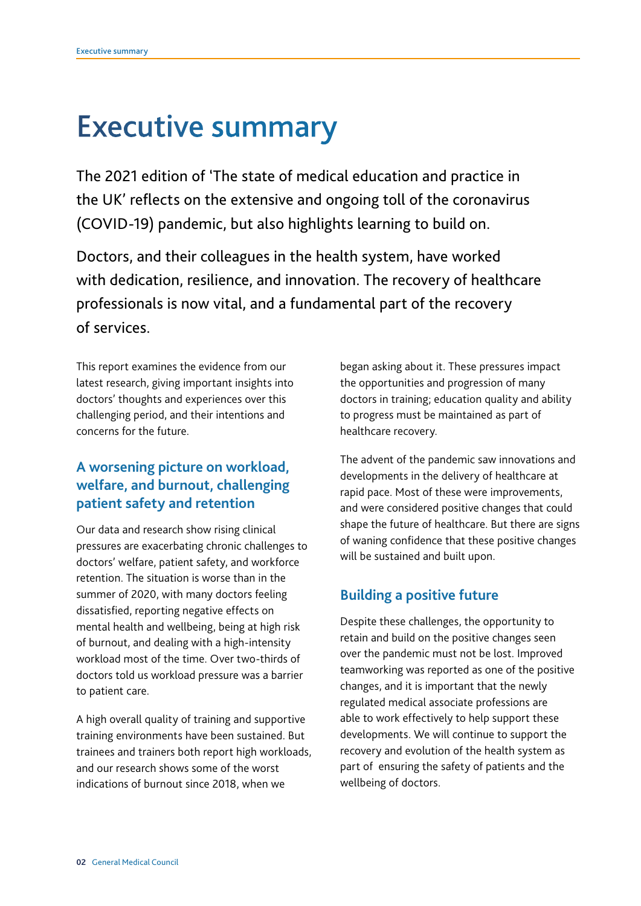# Executive summary

The 2021 edition of 'The state of medical education and practice in the UK' reflects on the extensive and ongoing toll of the coronavirus (COVID-19) pandemic, but also highlights learning to build on.

Doctors, and their colleagues in the health system, have worked with dedication, resilience, and innovation. The recovery of healthcare professionals is now vital, and a fundamental part of the recovery of services.

This report examines the evidence from our latest research, giving important insights into doctors' thoughts and experiences over this challenging period, and their intentions and concerns for the future.

## A worsening picture on workload, welfare, and burnout, challenging patient safety and retention

Our data and research show rising clinical pressures are exacerbating chronic challenges to doctors' welfare, patient safety, and workforce retention. The situation is worse than in the summer of 2020, with many doctors feeling dissatisfied, reporting negative effects on mental health and wellbeing, being at high risk of burnout, and dealing with a high-intensity workload most of the time. Over two-thirds of doctors told us workload pressure was a barrier to patient care.

A high overall quality of training and supportive training environments have been sustained. But trainees and trainers both report high workloads, and our research shows some of the worst indications of burnout since 2018, when we began asking about it. These pressures impact the opportunities and progression of many doctors in training; education quality and ability to progress must be maintained as part of healthcare recovery.

The advent of the pandemic saw innovations and developments in the delivery of healthcare at rapid pace. Most of these were improvements, and were considered positive changes that could shape the future of healthcare. But there are signs of waning confidence that these positive changes will be sustained and built upon.

## Building a positive future

Despite these challenges, the opportunity to retain and build on the positive changes seen over the pandemic must not be lost. Improved teamworking was reported as one of the positive changes, and it is important that the newly regulated medical associate professions are able to work effectively to help support these developments. We will continue to support the recovery and evolution of the health system as part of ensuring the safety of patients and the wellbeing of doctors.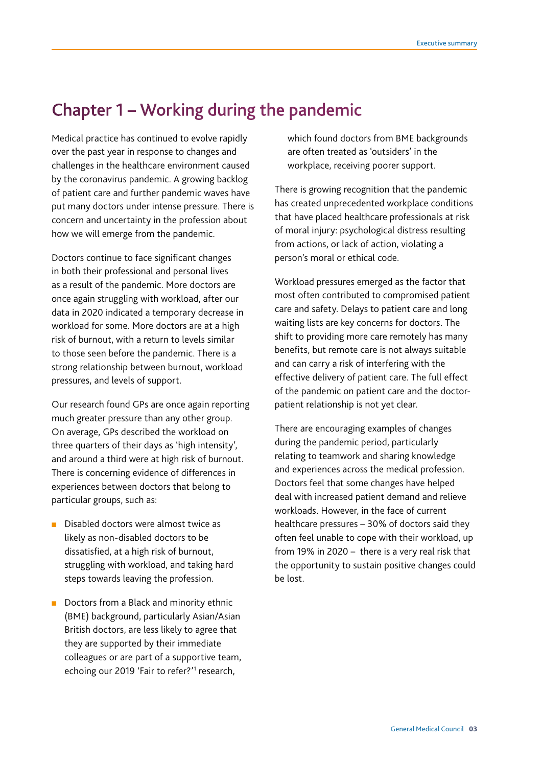# Chapter 1 – Working during the pandemic

Medical practice has continued to evolve rapidly over the past year in response to changes and challenges in the healthcare environment caused by the coronavirus pandemic. A growing backlog of patient care and further pandemic waves have put many doctors under intense pressure. There is concern and uncertainty in the profession about how we will emerge from the pandemic.

Doctors continue to face significant changes in both their professional and personal lives as a result of the pandemic. More doctors are once again struggling with workload, after our data in 2020 indicated a temporary decrease in workload for some. More doctors are at a high risk of burnout, with a return to levels similar to those seen before the pandemic. There is a strong relationship between burnout, workload pressures, and levels of support.

Our research found GPs are once again reporting much greater pressure than any other group. On average, GPs described the workload on three quarters of their days as 'high intensity', and around a third were at high risk of burnout. There is concerning evidence of differences in experiences between doctors that belong to particular groups, such as:

- Disabled doctors were almost twice as likely as non-disabled doctors to be dissatisfied, at a high risk of burnout, struggling with workload, and taking hard steps towards leaving the profession.
- Doctors from a Black and minority ethnic (BME) background, particularly Asian/Asian British doctors, are less likely to agree that they are supported by their immediate colleagues or are part of a supportive team, echoing our 2019 'Fair to refer?'[1] research, which found doctors from BME backgrounds are often treated as 'outsiders' in the workplace, receiving poorer support.

There is growing recognition that the pandemic has created unprecedented workplace conditions that have placed healthcare professionals at risk of moral injury: psychological distress resulting from actions, or lack of action, violating a person's moral or ethical code.

Workload pressures emerged as the factor that most often contributed to compromised patient care and safety. Delays to patient care and long waiting lists are key concerns for doctors. The shift to providing more care remotely has many benefits, but remote care is not always suitable and can carry a risk of interfering with the effective delivery of patient care. The full effect of the pandemic on patient care and the doctor-patient relationship is not yet clear.

There are encouraging examples of changes during the pandemic period, particularly relating to teamwork and sharing knowledge and experiences across the medical profession. Doctors feel that some changes have helped deal with increased patient demand and relieve workloads. However, in the face of current healthcare pressures – 30% of doctors said they often feel unable to cope with their workload, up from 19% in 2020 – there is a very real risk that the opportunity to sustain positive changes could be lost.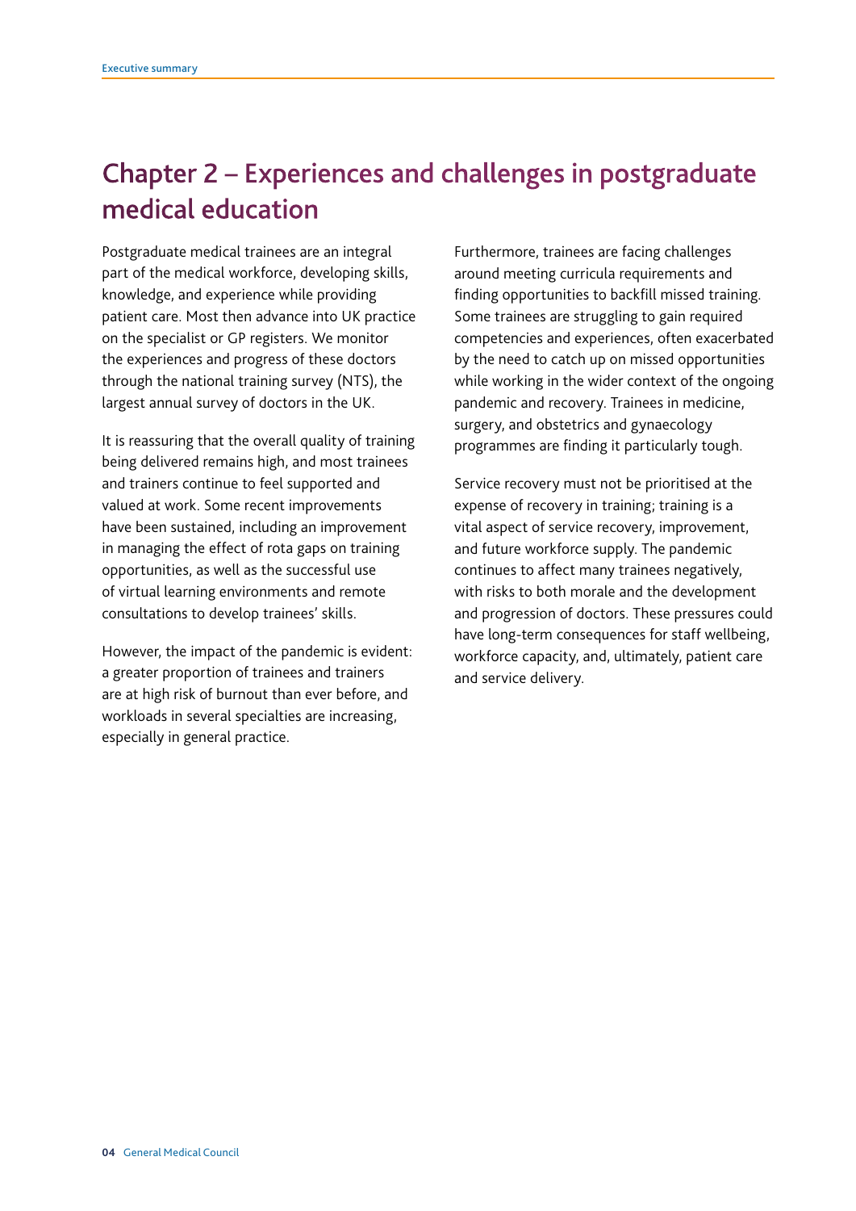# Chapter 2 – Experiences and challenges in postgraduate medical education

Postgraduate medical trainees are an integral part of the medical workforce, developing skills, knowledge, and experience while providing patient care. Most then advance into UK practice on the specialist or GP registers. We monitor the experiences and progress of these doctors through the national training survey (NTS), the largest annual survey of doctors in the UK.

It is reassuring that the overall quality of training being delivered remains high, and most trainees and trainers continue to feel supported and valued at work. Some recent improvements have been sustained, including an improvement in managing the effect of rota gaps on training opportunities, as well as the successful use of virtual learning environments and remote consultations to develop trainees' skills.

However, the impact of the pandemic is evident: a greater proportion of trainees and trainers are at high risk of burnout than ever before, and workloads in several specialties are increasing, especially in general practice.

Furthermore, trainees are facing challenges around meeting curricula requirements and finding opportunities to backfill missed training. Some trainees are struggling to gain required competencies and experiences, often exacerbated by the need to catch up on missed opportunities while working in the wider context of the ongoing pandemic and recovery. Trainees in medicine, surgery, and obstetrics and gynaecology programmes are finding it particularly tough.

Service recovery must not be prioritised at the expense of recovery in training; training is a vital aspect of service recovery, improvement, and future workforce supply. The pandemic continues to affect many trainees negatively, with risks to both morale and the development and progression of doctors. These pressures could have long-term consequences for staff wellbeing, workforce capacity, and, ultimately, patient care and service delivery.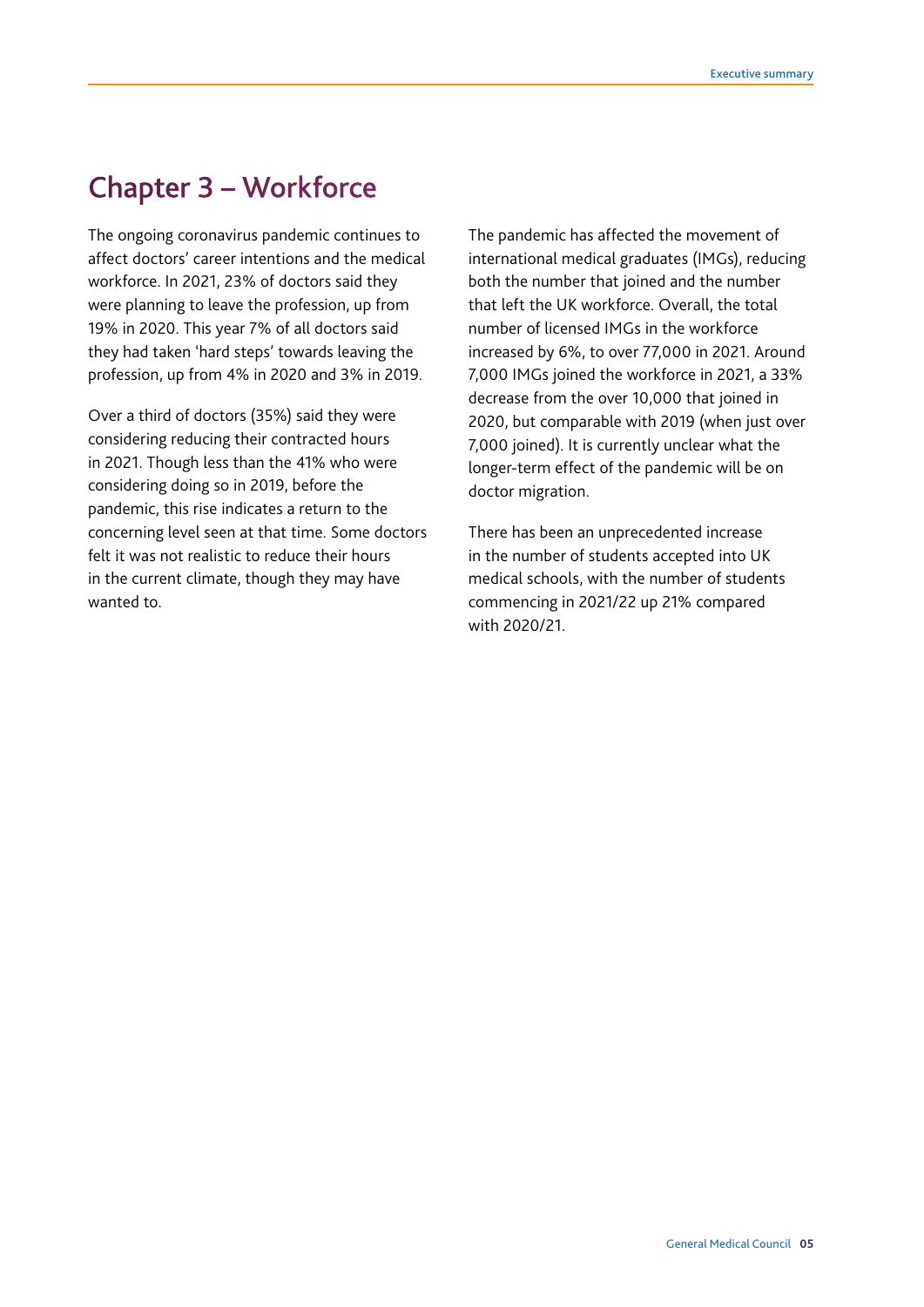## Chapter 3 – Workforce

The ongoing coronavirus pandemic continues to affect doctors' career intentions and the medical workforce. In 2021, 23% of doctors said they were planning to leave the profession, up from 19% in 2020. This year 7% of all doctors said they had taken 'hard steps' towards leaving the profession, up from 4% in 2020 and 3% in 2019.

Over a third of doctors (35%) said they were considering reducing their contracted hours in 2021. Though less than the 41% who were considering doing so in 2019, before the pandemic, this rise indicates a return to the concerning level seen at that time. Some doctors felt it was not realistic to reduce their hours in the current climate, though they may have wanted to.

The pandemic has affected the movement of international medical graduates (IMGs), reducing both the number that joined and the number that left the UK workforce. Overall, the total number of licensed IMGs in the workforce increased by 6%, to over 77,000 in 2021. Around 7,000 IMGs joined the workforce in 2021, a 33% decrease from the over 10,000 that joined in 2020, but comparable with 2019 (when just over 7,000 joined). It is currently unclear what the longer-term effect of the pandemic will be on doctor migration.

There has been an unprecedented increase in the number of students accepted into UK medical schools, with the number of students commencing in 2021/22 up 21% compared with 2020/21.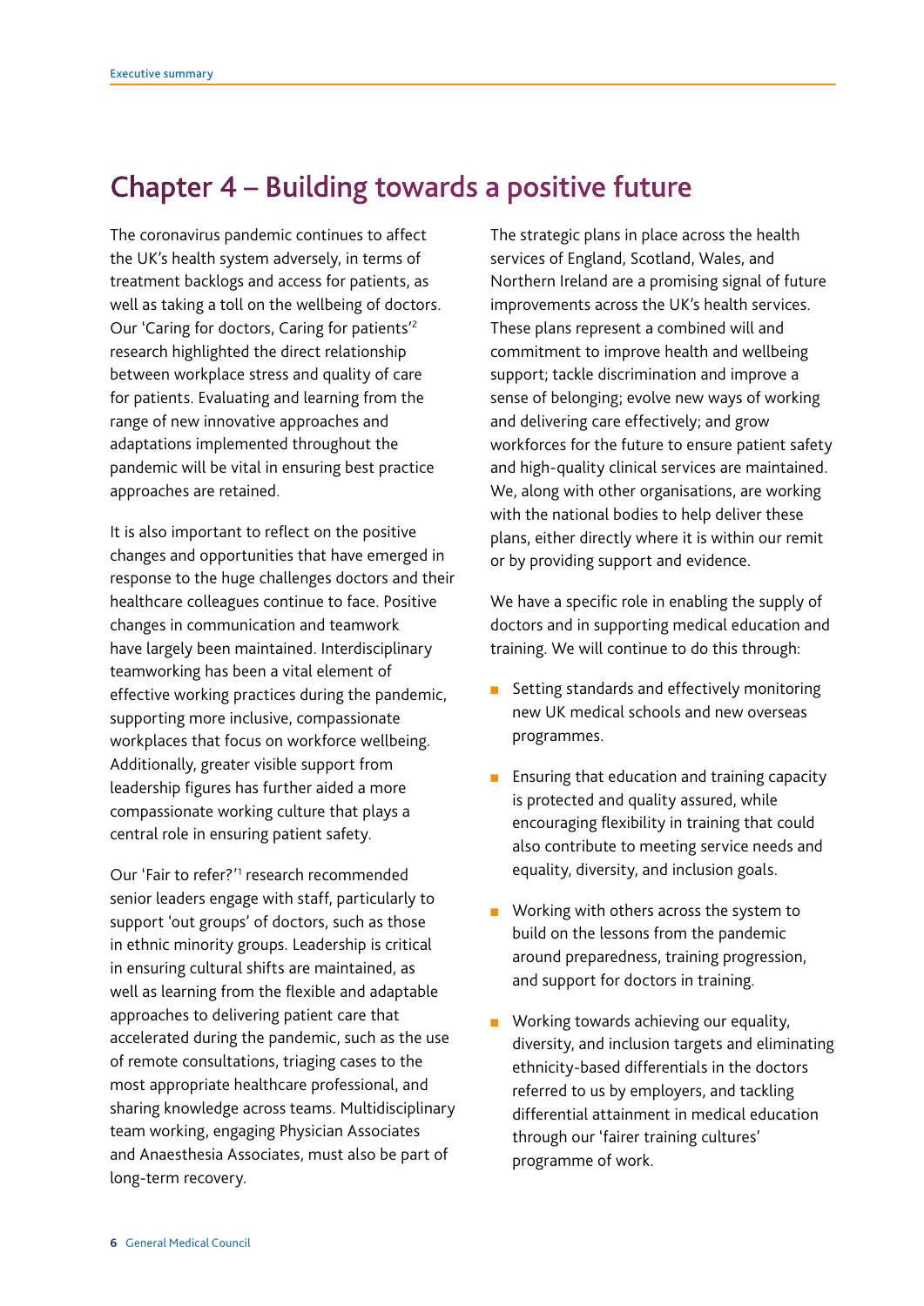## Chapter 4 – Building towards a positive future

The coronavirus pandemic continues to affect the UK's health system adversely, in terms of treatment backlogs and access for patients, as well as taking a toll on the wellbeing of doctors. Our 'Caring for doctors, Caring for patients'[2] research highlighted the direct relationship between workplace stress and quality of care for patients. Evaluating and learning from the range of new innovative approaches and adaptations implemented throughout the pandemic will be vital in ensuring best practice approaches are retained.

It is also important to reflect on the positive changes and opportunities that have emerged in response to the huge challenges doctors and their healthcare colleagues continue to face. Positive changes in communication and teamwork have largely been maintained. Interdisciplinary teamworking has been a vital element of effective working practices during the pandemic, supporting more inclusive, compassionate workplaces that focus on workforce wellbeing. Additionally, greater visible support from leadership figures has further aided a more compassionate working culture that plays a central role in ensuring patient safety.

Our 'Fair to refer?'[1] research recommended senior leaders engage with staff, particularly to support 'out groups' of doctors, such as those in ethnic minority groups. Leadership is critical in ensuring cultural shifts are maintained, as well as learning from the flexible and adaptable approaches to delivering patient care that accelerated during the pandemic, such as the use of remote consultations, triaging cases to the most appropriate healthcare professional, and sharing knowledge across teams. Multidisciplinary team working, engaging Physician Associates and Anaesthesia Associates, must also be part of long-term recovery.

The strategic plans in place across the health services of England, Scotland, Wales, and Northern Ireland are a promising signal of future improvements across the UK's health services. These plans represent a combined will and commitment to improve health and wellbeing support; tackle discrimination and improve a sense of belonging; evolve new ways of working and delivering care effectively; and grow workforces for the future to ensure patient safety and high-quality clinical services are maintained. We, along with other organisations, are working with the national bodies to help deliver these plans, either directly where it is within our remit or by providing support and evidence.

We have a specific role in enabling the supply of doctors and in supporting medical education and training. We will continue to do this through:

- Setting standards and effectively monitoring new UK medical schools and new overseas programmes.
- Ensuring that education and training capacity is protected and quality assured, while encouraging flexibility in training that could also contribute to meeting service needs and equality, diversity, and inclusion goals.
- Working with others across the system to build on the lessons from the pandemic around preparedness, training progression, and support for doctors in training.
- Working towards achieving our equality, diversity, and inclusion targets and eliminating ethnicity-based differentials in the doctors referred to us by employers, and tackling differential attainment in medical education through our 'fairer training cultures' programme of work.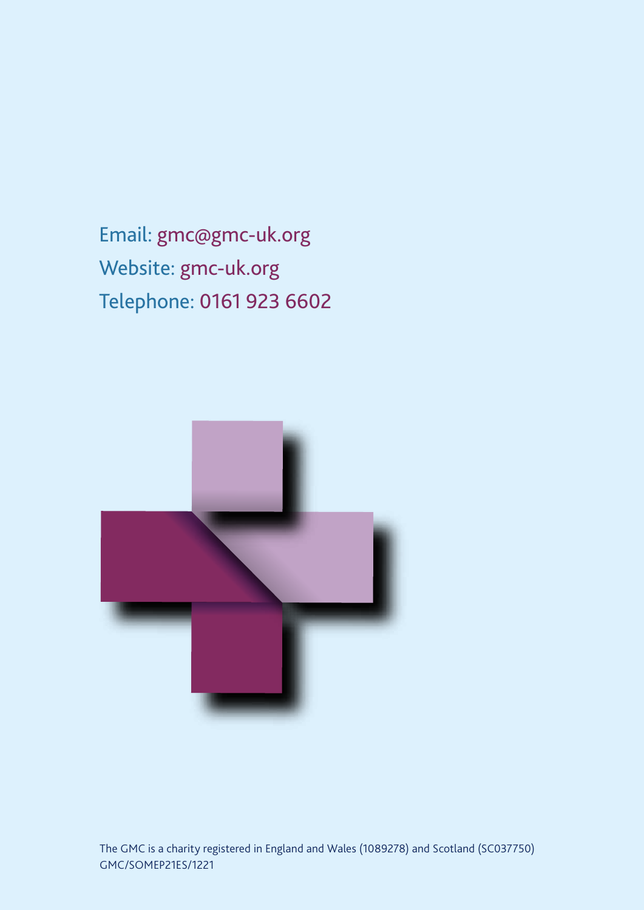Email: gmc@gmc-uk.org

Website: gmc-uk.org

Telephone: 0161 923 6602

The GMC is a charity registered in England and Wales (1089278) and Scotland (SC037750)
GMC/SOMEP21ES/1221